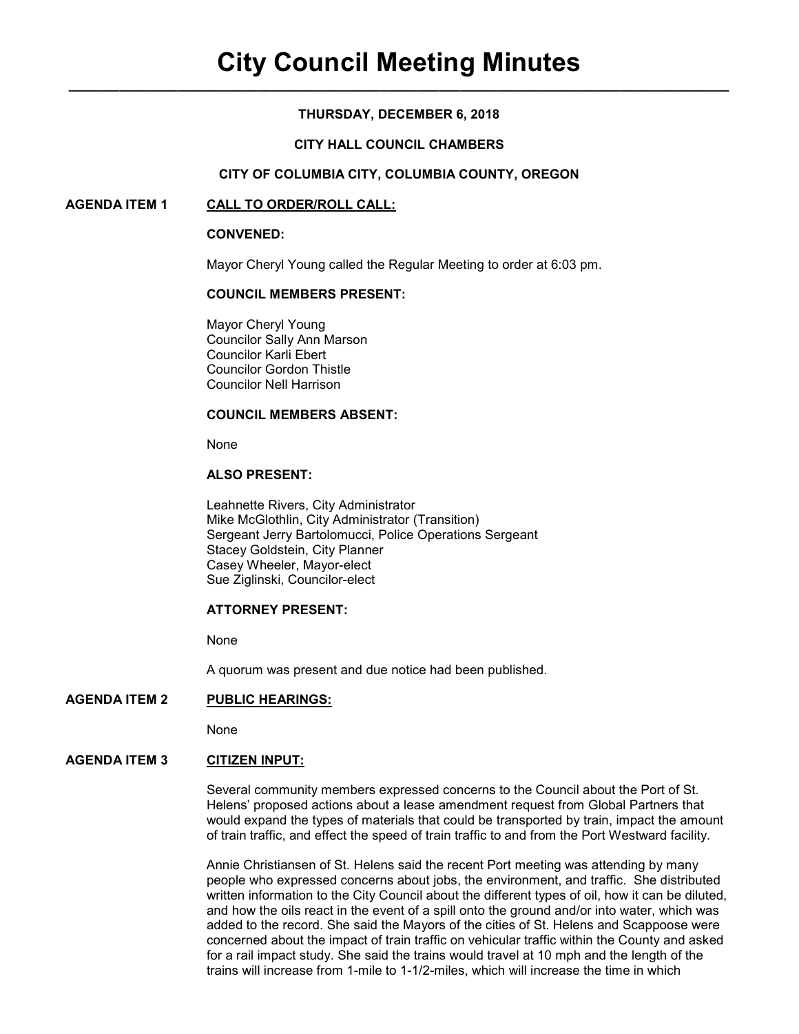# City Council Meeting Minutes

**THURSDAY, DECEMBER 6, 2018**

**CITY HALL COUNCIL CHAMBERS**

**CITY OF COLUMBIA CITY, COLUMBIA COUNTY, OREGON**

## AGENDA ITEM 1 CALL TO ORDER/ROLL CALL:

**CONVENED:**

Mayor Cheryl Young called the Regular Meeting to order at 6:03 pm.

**COUNCIL MEMBERS PRESENT:**

Mayor Cheryl Young
Councilor Sally Ann Marson
Councilor Karli Ebert
Councilor Gordon Thistle
Councilor Nell Harrison

**COUNCIL MEMBERS ABSENT:**

None

**ALSO PRESENT:**

Leahnette Rivers, City Administrator
Mike McGlothlin, City Administrator (Transition)
Sergeant Jerry Bartolomucci, Police Operations Sergeant
Stacey Goldstein, City Planner
Casey Wheeler, Mayor-elect
Sue Ziglinski, Councilor-elect

**ATTORNEY PRESENT:**

None

A quorum was present and due notice had been published.

## AGENDA ITEM 2 PUBLIC HEARINGS:

None

## AGENDA ITEM 3 CITIZEN INPUT:

Several community members expressed concerns to the Council about the Port of St. Helens' proposed actions about a lease amendment request from Global Partners that would expand the types of materials that could be transported by train, impact the amount of train traffic, and effect the speed of train traffic to and from the Port Westward facility.

Annie Christiansen of St. Helens said the recent Port meeting was attending by many people who expressed concerns about jobs, the environment, and traffic. She distributed written information to the City Council about the different types of oil, how it can be diluted, and how the oils react in the event of a spill onto the ground and/or into water, which was added to the record. She said the Mayors of the cities of St. Helens and Scappoose were concerned about the impact of train traffic on vehicular traffic within the County and asked for a rail impact study. She said the trains would travel at 10 mph and the length of the trains will increase from 1-mile to 1-1/2-miles, which will increase the time in which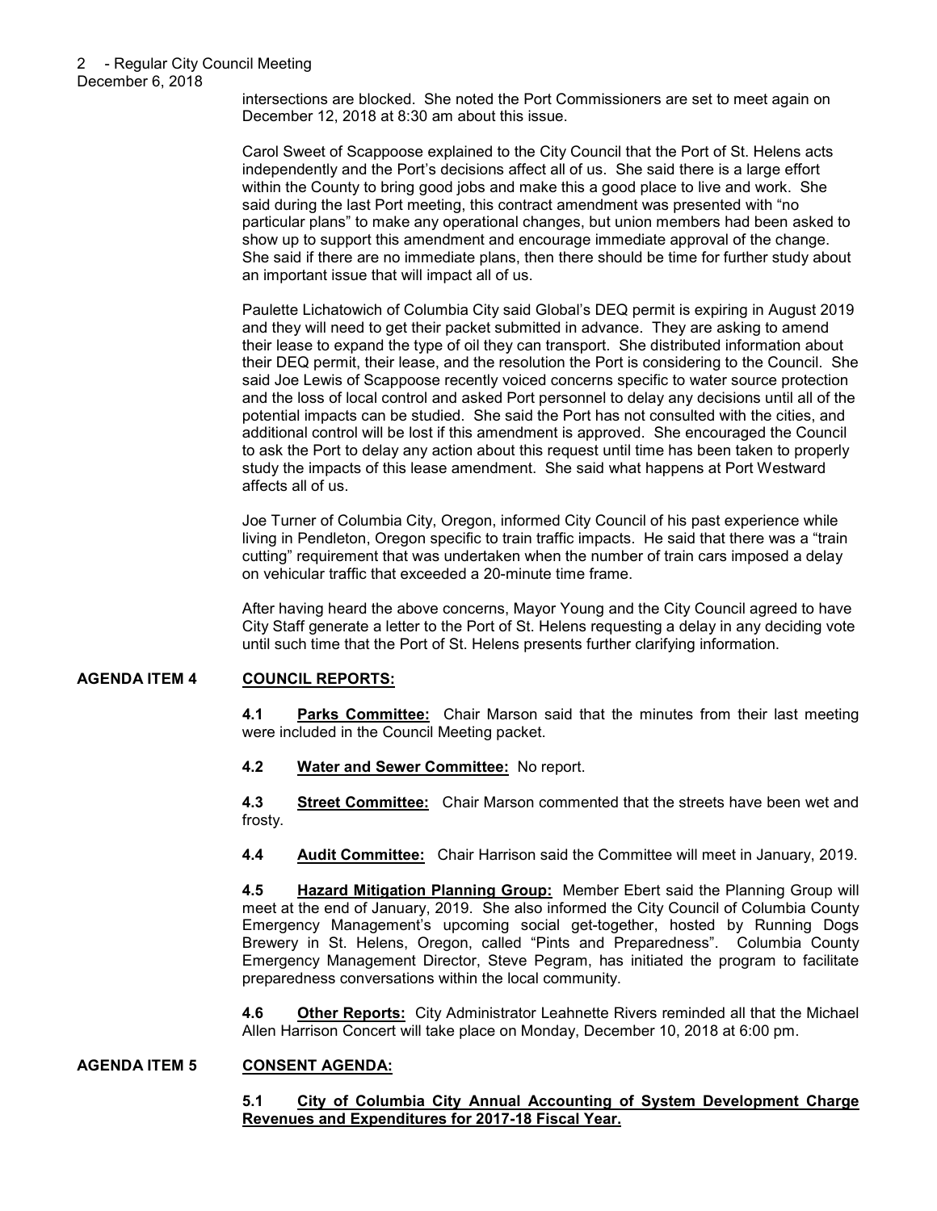intersections are blocked. She noted the Port Commissioners are set to meet again on December 12, 2018 at 8:30 am about this issue.

Carol Sweet of Scappoose explained to the City Council that the Port of St. Helens acts independently and the Port's decisions affect all of us. She said there is a large effort within the County to bring good jobs and make this a good place to live and work. She said during the last Port meeting, this contract amendment was presented with "no particular plans" to make any operational changes, but union members had been asked to show up to support this amendment and encourage immediate approval of the change. She said if there are no immediate plans, then there should be time for further study about an important issue that will impact all of us.

Paulette Lichatowich of Columbia City said Global's DEQ permit is expiring in August 2019 and they will need to get their packet submitted in advance. They are asking to amend their lease to expand the type of oil they can transport. She distributed information about their DEQ permit, their lease, and the resolution the Port is considering to the Council. She said Joe Lewis of Scappoose recently voiced concerns specific to water source protection and the loss of local control and asked Port personnel to delay any decisions until all of the potential impacts can be studied. She said the Port has not consulted with the cities, and additional control will be lost if this amendment is approved. She encouraged the Council to ask the Port to delay any action about this request until time has been taken to properly study the impacts of this lease amendment. She said what happens at Port Westward affects all of us.

Joe Turner of Columbia City, Oregon, informed City Council of his past experience while living in Pendleton, Oregon specific to train traffic impacts. He said that there was a "train cutting" requirement that was undertaken when the number of train cars imposed a delay on vehicular traffic that exceeded a 20-minute time frame.

After having heard the above concerns, Mayor Young and the City Council agreed to have City Staff generate a letter to the Port of St. Helens requesting a delay in any deciding vote until such time that the Port of St. Helens presents further clarifying information.

## AGENDA ITEM 4 COUNCIL REPORTS:

**4.1 Parks Committee:** Chair Marson said that the minutes from their last meeting were included in the Council Meeting packet.

**4.2 Water and Sewer Committee:** No report.

**4.3 Street Committee:** Chair Marson commented that the streets have been wet and frosty.

**4.4 Audit Committee:** Chair Harrison said the Committee will meet in January, 2019.

**4.5 Hazard Mitigation Planning Group:** Member Ebert said the Planning Group will meet at the end of January, 2019. She also informed the City Council of Columbia County Emergency Management's upcoming social get-together, hosted by Running Dogs Brewery in St. Helens, Oregon, called "Pints and Preparedness". Columbia County Emergency Management Director, Steve Pegram, has initiated the program to facilitate preparedness conversations within the local community.

**4.6 Other Reports:** City Administrator Leahnette Rivers reminded all that the Michael Allen Harrison Concert will take place on Monday, December 10, 2018 at 6:00 pm.

## AGENDA ITEM 5 CONSENT AGENDA:

**5.1 City of Columbia City Annual Accounting of System Development Charge Revenues and Expenditures for 2017-18 Fiscal Year.**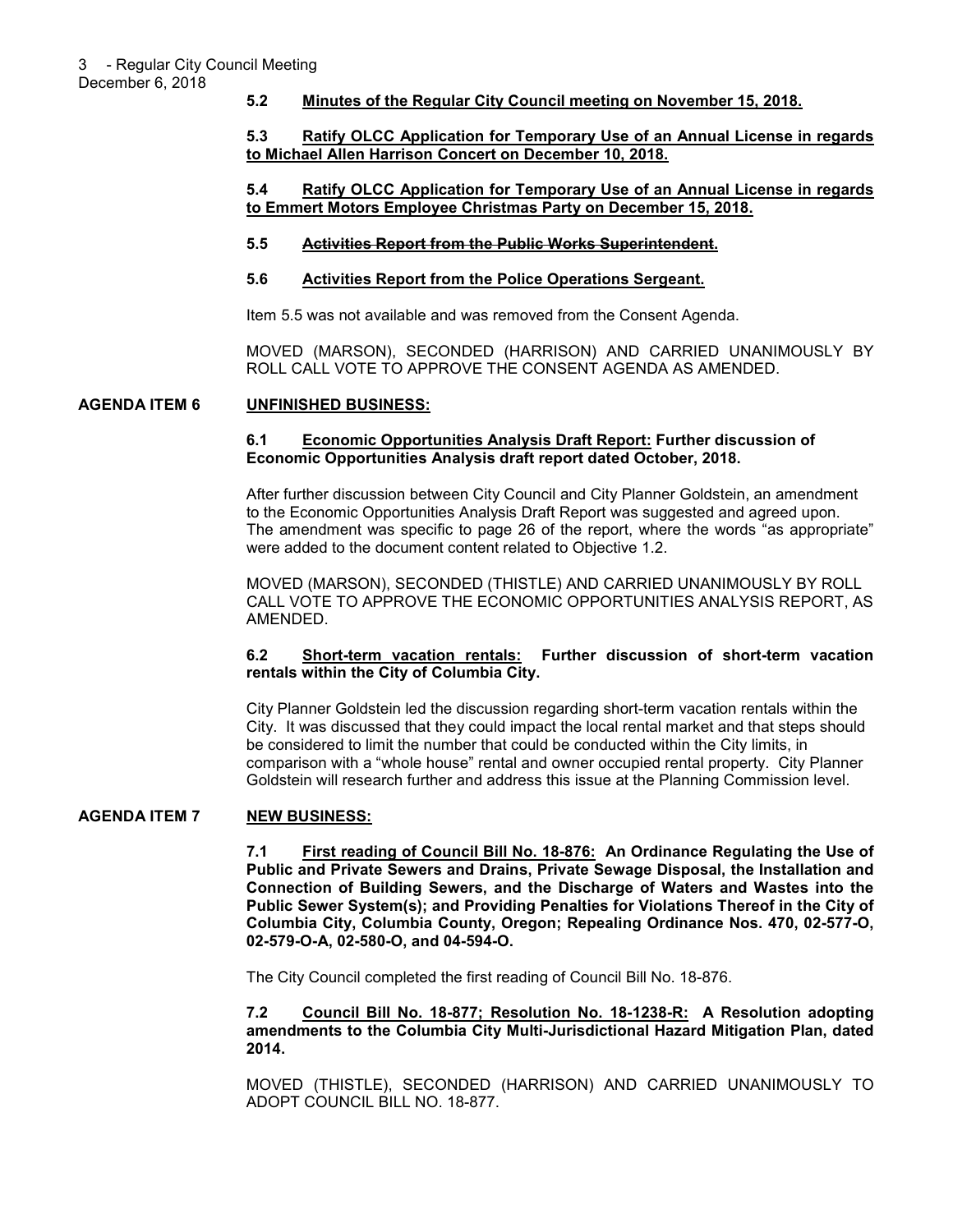**5.2 Minutes of the Regular City Council meeting on November 15, 2018.**

**5.3 Ratify OLCC Application for Temporary Use of an Annual License in regards to Michael Allen Harrison Concert on December 10, 2018.**

**5.4 Ratify OLCC Application for Temporary Use of an Annual License in regards to Emmert Motors Employee Christmas Party on December 15, 2018.**

**5.5 ~~Activities Report from the Public Works Superintendent~~.**

**5.6 Activities Report from the Police Operations Sergeant.**

Item 5.5 was not available and was removed from the Consent Agenda.

MOVED (MARSON), SECONDED (HARRISON) AND CARRIED UNANIMOUSLY BY ROLL CALL VOTE TO APPROVE THE CONSENT AGENDA AS AMENDED.

## AGENDA ITEM 6 UNFINISHED BUSINESS:

**6.1 Economic Opportunities Analysis Draft Report: Further discussion of Economic Opportunities Analysis draft report dated October, 2018.**

After further discussion between City Council and City Planner Goldstein, an amendment to the Economic Opportunities Analysis Draft Report was suggested and agreed upon. The amendment was specific to page 26 of the report, where the words "as appropriate" were added to the document content related to Objective 1.2.

MOVED (MARSON), SECONDED (THISTLE) AND CARRIED UNANIMOUSLY BY ROLL CALL VOTE TO APPROVE THE ECONOMIC OPPORTUNITIES ANALYSIS REPORT, AS AMENDED.

**6.2 Short-term vacation rentals: Further discussion of short-term vacation rentals within the City of Columbia City.**

City Planner Goldstein led the discussion regarding short-term vacation rentals within the City. It was discussed that they could impact the local rental market and that steps should be considered to limit the number that could be conducted within the City limits, in comparison with a "whole house" rental and owner occupied rental property. City Planner Goldstein will research further and address this issue at the Planning Commission level.

## AGENDA ITEM 7 NEW BUSINESS:

**7.1 First reading of Council Bill No. 18-876: An Ordinance Regulating the Use of Public and Private Sewers and Drains, Private Sewage Disposal, the Installation and Connection of Building Sewers, and the Discharge of Waters and Wastes into the Public Sewer System(s); and Providing Penalties for Violations Thereof in the City of Columbia City, Columbia County, Oregon; Repealing Ordinance Nos. 470, 02-577-O, 02-579-O-A, 02-580-O, and 04-594-O.**

The City Council completed the first reading of Council Bill No. 18-876.

**7.2 Council Bill No. 18-877; Resolution No. 18-1238-R: A Resolution adopting amendments to the Columbia City Multi-Jurisdictional Hazard Mitigation Plan, dated 2014.**

MOVED (THISTLE), SECONDED (HARRISON) AND CARRIED UNANIMOUSLY TO ADOPT COUNCIL BILL NO. 18-877.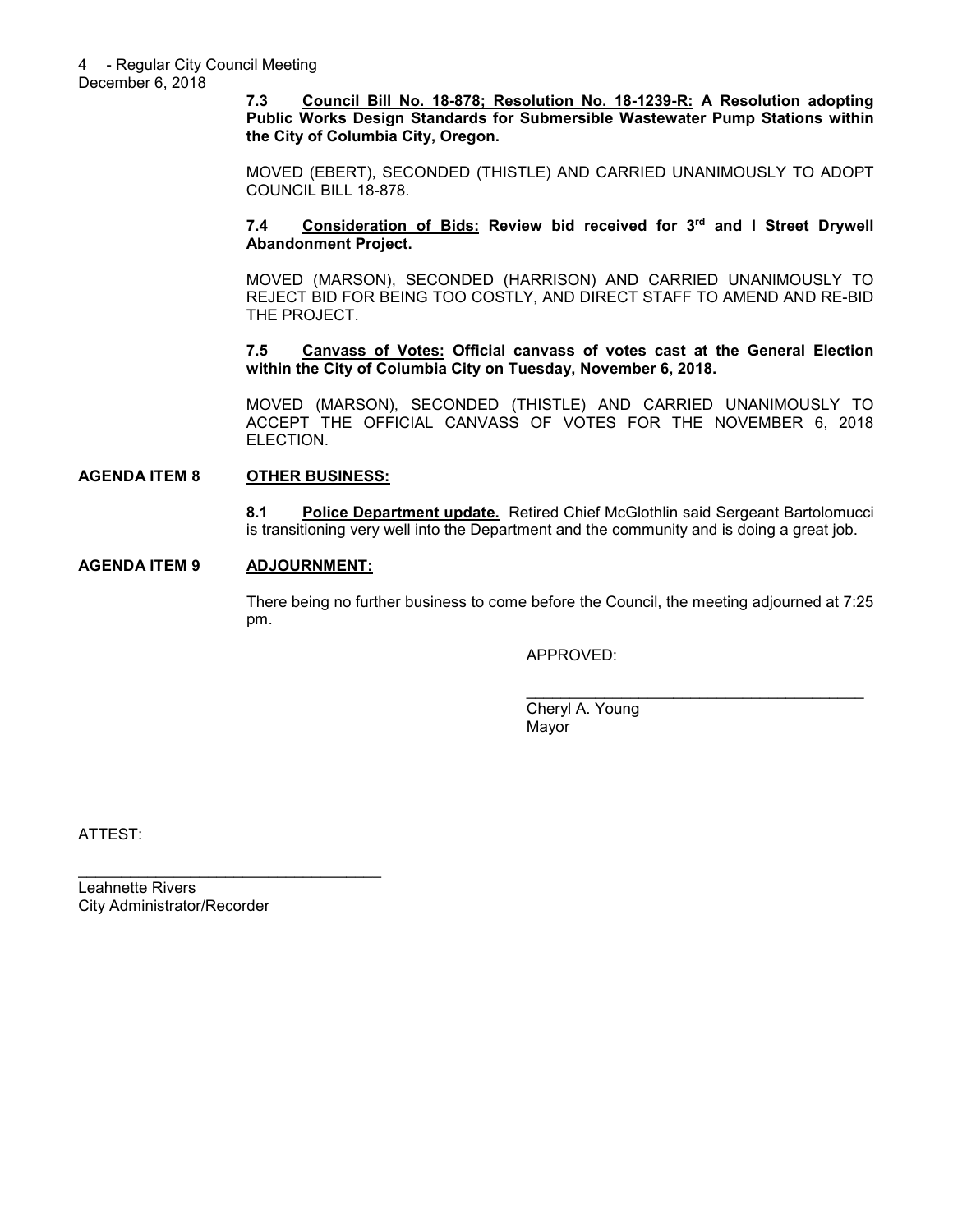**7.3 Council Bill No. 18-878; Resolution No. 18-1239-R: A Resolution adopting Public Works Design Standards for Submersible Wastewater Pump Stations within the City of Columbia City, Oregon.**

MOVED (EBERT), SECONDED (THISTLE) AND CARRIED UNANIMOUSLY TO ADOPT COUNCIL BILL 18-878.

**7.4 Consideration of Bids: Review bid received for 3rd and I Street Drywell Abandonment Project.**

MOVED (MARSON), SECONDED (HARRISON) AND CARRIED UNANIMOUSLY TO REJECT BID FOR BEING TOO COSTLY, AND DIRECT STAFF TO AMEND AND RE-BID THE PROJECT.

**7.5 Canvass of Votes: Official canvass of votes cast at the General Election within the City of Columbia City on Tuesday, November 6, 2018.**

MOVED (MARSON), SECONDED (THISTLE) AND CARRIED UNANIMOUSLY TO ACCEPT THE OFFICIAL CANVASS OF VOTES FOR THE NOVEMBER 6, 2018 ELECTION.

**AGENDA ITEM 8 OTHER BUSINESS:**

**8.1 Police Department update.** Retired Chief McGlothlin said Sergeant Bartolomucci is transitioning very well into the Department and the community and is doing a great job.

**AGENDA ITEM 9 ADJOURNMENT:**

There being no further business to come before the Council, the meeting adjourned at 7:25 pm.

APPROVED:

\_\_\_\_\_\_\_\_\_\_\_\_\_\_\_\_\_\_\_\_\_\_\_\_\_\_\_\_\_\_\_\_\_\_\_\_\_\_\_\_

Cheryl A. Young
Mayor

ATTEST:

\_\_\_\_\_\_\_\_\_\_\_\_\_\_\_\_\_\_\_\_\_\_\_\_\_\_\_\_\_\_\_\_\_\_\_\_

Leahnette Rivers
City Administrator/Recorder